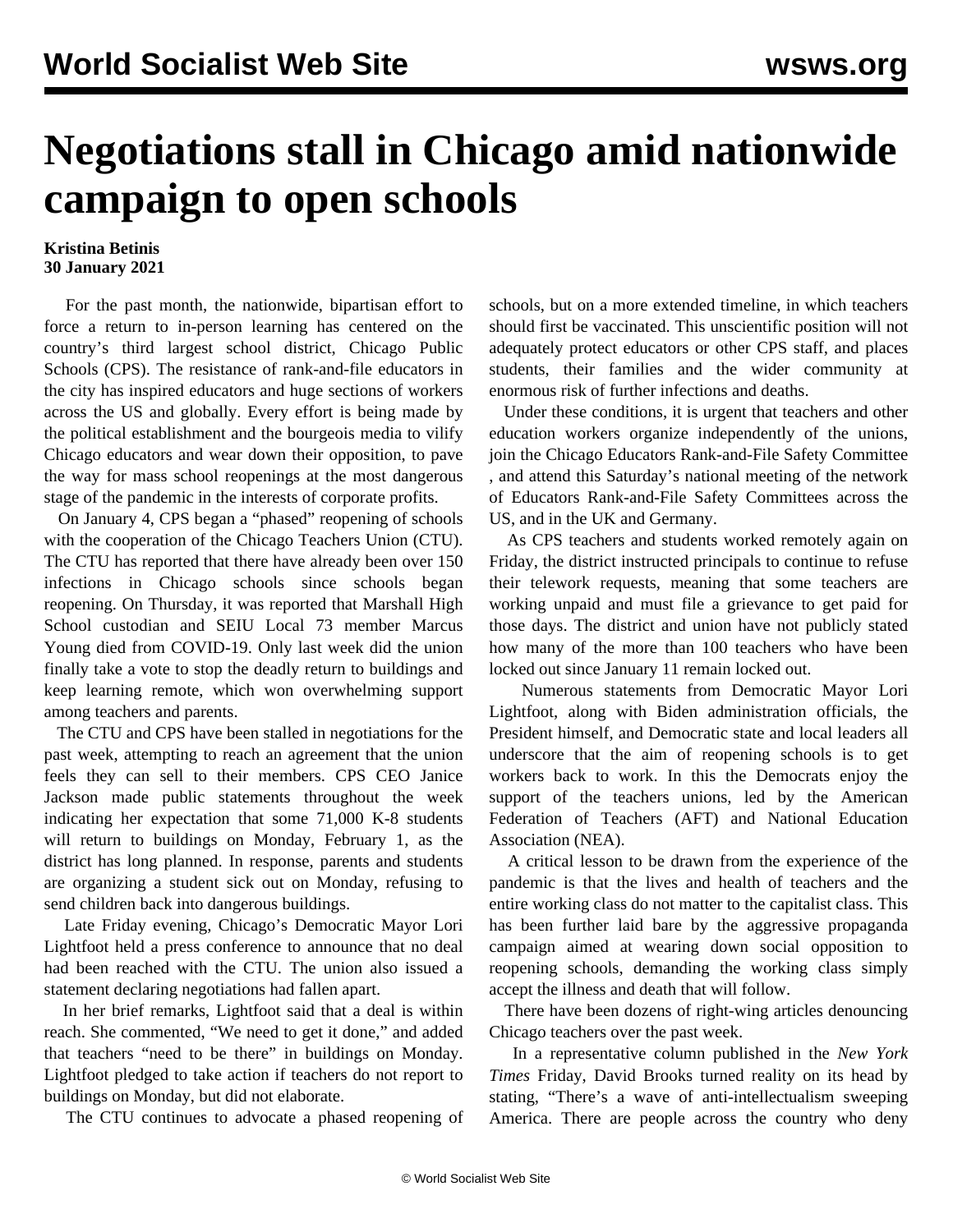# Negotiations stall in Chicago amid nationwide campaign to open schools

**Kristina Betinis**
**30 January 2021**

For the past month, the nationwide, bipartisan effort to force a return to in-person learning has centered on the country's third largest school district, Chicago Public Schools (CPS). The resistance of rank-and-file educators in the city has inspired educators and huge sections of workers across the US and globally. Every effort is being made by the political establishment and the bourgeois media to vilify Chicago educators and wear down their opposition, to pave the way for mass school reopenings at the most dangerous stage of the pandemic in the interests of corporate profits.

On January 4, CPS began a "phased" reopening of schools with the cooperation of the Chicago Teachers Union (CTU). The CTU has reported that there have already been over 150 infections in Chicago schools since schools began reopening. On Thursday, it was reported that Marshall High School custodian and SEIU Local 73 member Marcus Young died from COVID-19. Only last week did the union finally take a vote to stop the deadly return to buildings and keep learning remote, which won overwhelming support among teachers and parents.

The CTU and CPS have been stalled in negotiations for the past week, attempting to reach an agreement that the union feels they can sell to their members. CPS CEO Janice Jackson made public statements throughout the week indicating her expectation that some 71,000 K-8 students will return to buildings on Monday, February 1, as the district has long planned. In response, parents and students are organizing a student sick out on Monday, refusing to send children back into dangerous buildings.

Late Friday evening, Chicago's Democratic Mayor Lori Lightfoot held a press conference to announce that no deal had been reached with the CTU. The union also issued a statement declaring negotiations had fallen apart.

In her brief remarks, Lightfoot said that a deal is within reach. She commented, "We need to get it done," and added that teachers "need to be there" in buildings on Monday. Lightfoot pledged to take action if teachers do not report to buildings on Monday, but did not elaborate.

The CTU continues to advocate a phased reopening of schools, but on a more extended timeline, in which teachers should first be vaccinated. This unscientific position will not adequately protect educators or other CPS staff, and places students, their families and the wider community at enormous risk of further infections and deaths.

Under these conditions, it is urgent that teachers and other education workers organize independently of the unions, join the Chicago Educators Rank-and-File Safety Committee , and attend this Saturday's national meeting of the network of Educators Rank-and-File Safety Committees across the US, and in the UK and Germany.

As CPS teachers and students worked remotely again on Friday, the district instructed principals to continue to refuse their telework requests, meaning that some teachers are working unpaid and must file a grievance to get paid for those days. The district and union have not publicly stated how many of the more than 100 teachers who have been locked out since January 11 remain locked out.

Numerous statements from Democratic Mayor Lori Lightfoot, along with Biden administration officials, the President himself, and Democratic state and local leaders all underscore that the aim of reopening schools is to get workers back to work. In this the Democrats enjoy the support of the teachers unions, led by the American Federation of Teachers (AFT) and National Education Association (NEA).

A critical lesson to be drawn from the experience of the pandemic is that the lives and health of teachers and the entire working class do not matter to the capitalist class. This has been further laid bare by the aggressive propaganda campaign aimed at wearing down social opposition to reopening schools, demanding the working class simply accept the illness and death that will follow.

There have been dozens of right-wing articles denouncing Chicago teachers over the past week.

In a representative column published in the *New York Times* Friday, David Brooks turned reality on its head by stating, "There's a wave of anti-intellectualism sweeping America. There are people across the country who deny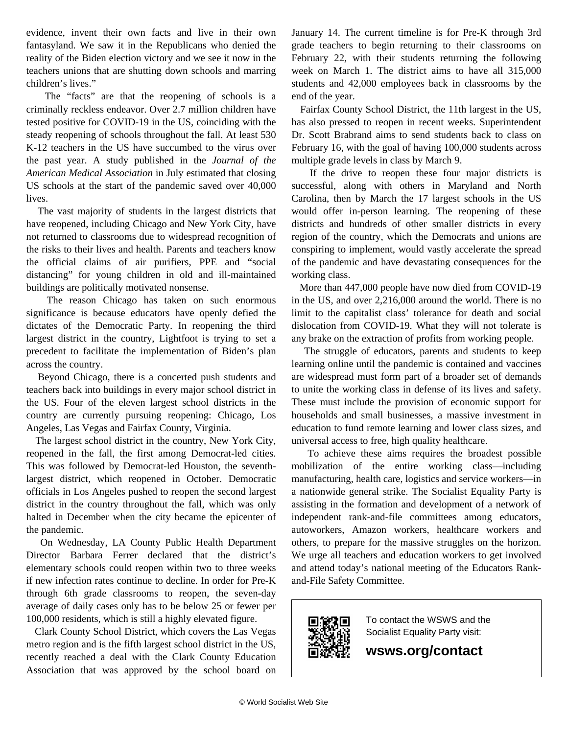evidence, invent their own facts and live in their own fantasyland. We saw it in the Republicans who denied the reality of the Biden election victory and we see it now in the teachers unions that are shutting down schools and marring children's lives."

The "facts" are that the reopening of schools is a criminally reckless endeavor. Over 2.7 million children have tested positive for COVID-19 in the US, coinciding with the steady reopening of schools throughout the fall. At least 530 K-12 teachers in the US have succumbed to the virus over the past year. A study published in the *Journal of the American Medical Association* in July estimated that closing US schools at the start of the pandemic saved over 40,000 lives.

The vast majority of students in the largest districts that have reopened, including Chicago and New York City, have not returned to classrooms due to widespread recognition of the risks to their lives and health. Parents and teachers know the official claims of air purifiers, PPE and "social distancing" for young children in old and ill-maintained buildings are politically motivated nonsense.

The reason Chicago has taken on such enormous significance is because educators have openly defied the dictates of the Democratic Party. In reopening the third largest district in the country, Lightfoot is trying to set a precedent to facilitate the implementation of Biden's plan across the country.

Beyond Chicago, there is a concerted push students and teachers back into buildings in every major school district in the US. Four of the eleven largest school districts in the country are currently pursuing reopening: Chicago, Los Angeles, Las Vegas and Fairfax County, Virginia.

The largest school district in the country, New York City, reopened in the fall, the first among Democrat-led cities. This was followed by Democrat-led Houston, the seventh-largest district, which reopened in October. Democratic officials in Los Angeles pushed to reopen the second largest district in the country throughout the fall, which was only halted in December when the city became the epicenter of the pandemic.

On Wednesday, LA County Public Health Department Director Barbara Ferrer declared that the district's elementary schools could reopen within two to three weeks if new infection rates continue to decline. In order for Pre-K through 6th grade classrooms to reopen, the seven-day average of daily cases only has to be below 25 or fewer per 100,000 residents, which is still a highly elevated figure.

Clark County School District, which covers the Las Vegas metro region and is the fifth largest school district in the US, recently reached a deal with the Clark County Education Association that was approved by the school board on January 14. The current timeline is for Pre-K through 3rd grade teachers to begin returning to their classrooms on February 22, with their students returning the following week on March 1. The district aims to have all 315,000 students and 42,000 employees back in classrooms by the end of the year.

Fairfax County School District, the 11th largest in the US, has also pressed to reopen in recent weeks. Superintendent Dr. Scott Brabrand aims to send students back to class on February 16, with the goal of having 100,000 students across multiple grade levels in class by March 9.

If the drive to reopen these four major districts is successful, along with others in Maryland and North Carolina, then by March the 17 largest schools in the US would offer in-person learning. The reopening of these districts and hundreds of other smaller districts in every region of the country, which the Democrats and unions are conspiring to implement, would vastly accelerate the spread of the pandemic and have devastating consequences for the working class.

More than 447,000 people have now died from COVID-19 in the US, and over 2,216,000 around the world. There is no limit to the capitalist class' tolerance for death and social dislocation from COVID-19. What they will not tolerate is any brake on the extraction of profits from working people.

The struggle of educators, parents and students to keep learning online until the pandemic is contained and vaccines are widespread must form part of a broader set of demands to unite the working class in defense of its lives and safety. These must include the provision of economic support for households and small businesses, a massive investment in education to fund remote learning and lower class sizes, and universal access to free, high quality healthcare.

To achieve these aims requires the broadest possible mobilization of the entire working class—including manufacturing, health care, logistics and service workers—in a nationwide general strike. The Socialist Equality Party is assisting in the formation and development of a network of independent rank-and-file committees among educators, autoworkers, Amazon workers, healthcare workers and others, to prepare for the massive struggles on the horizon. We urge all teachers and education workers to get involved and attend today's national meeting of the Educators Rank-and-File Safety Committee.

To contact the WSWS and the Socialist Equality Party visit:

**wsws.org/contact**